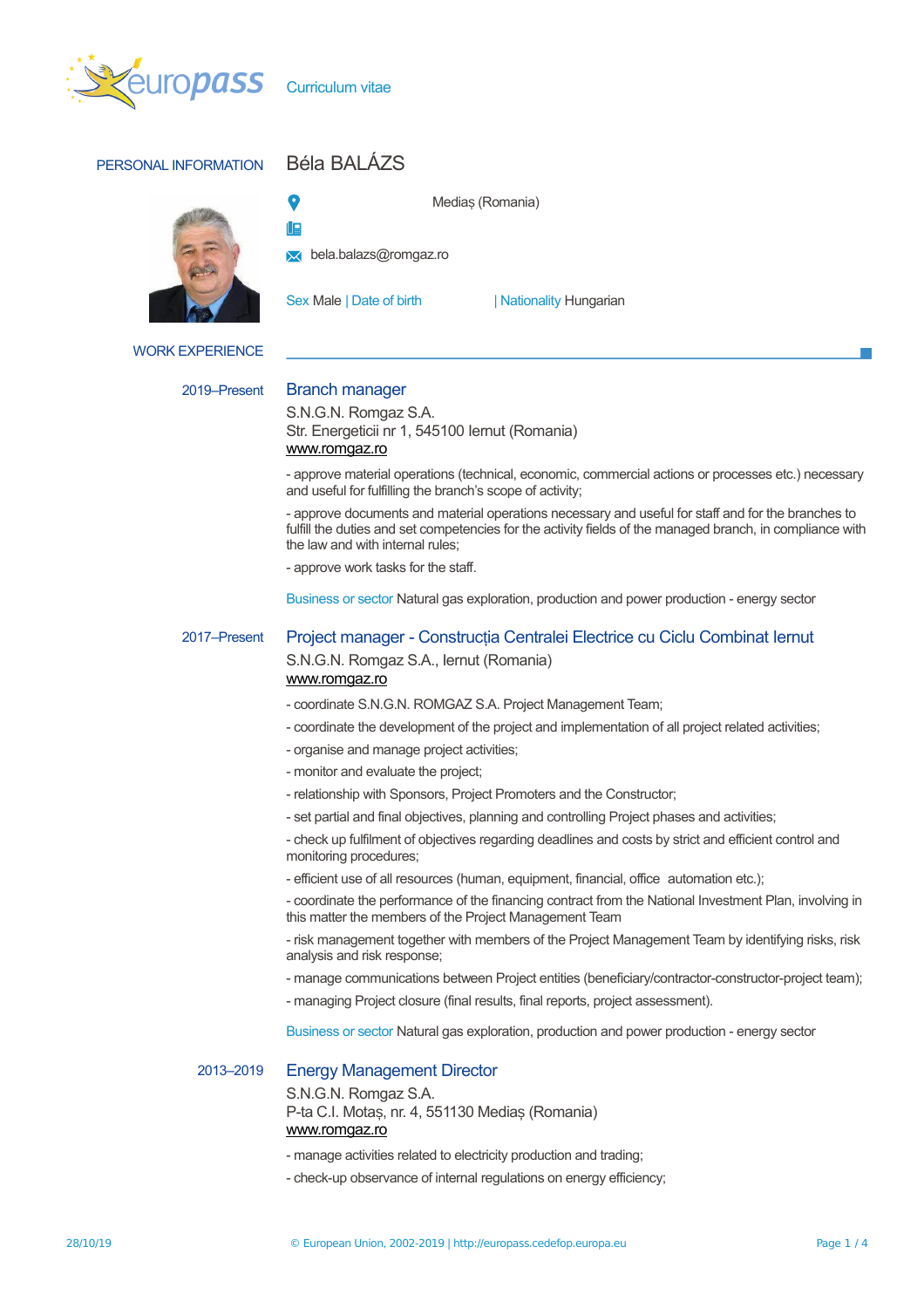Curriculum vitae

## PERSONAL INFORMATION

# Béla BALÁZS

Mediaș (Romania)

bela.balazs@romgaz.ro

Sex Male | Date of birth | Nationality Hungarian

## WORK EXPERIENCE

**2019–Present**

### Branch manager

S.N.G.N. Romgaz S.A.
Str. Energeticii nr 1, 545100 Iernut (Romania)
www.romgaz.ro

- approve material operations (technical, economic, commercial actions or processes etc.) necessary and useful for fulfilling the branch's scope of activity;

- approve documents and material operations necessary and useful for staff and for the branches to fulfill the duties and set competencies for the activity fields of the managed branch, in compliance with the law and with internal rules;

- approve work tasks for the staff.

Business or sector Natural gas exploration, production and power production - energy sector

**2017–Present**

### Project manager - Construcția Centralei Electrice cu Ciclu Combinat Iernut

S.N.G.N. Romgaz S.A., Iernut (Romania)
www.romgaz.ro

- coordinate S.N.G.N. ROMGAZ S.A. Project Management Team;

- coordinate the development of the project and implementation of all project related activities;

- organise and manage project activities;

- monitor and evaluate the project;

- relationship with Sponsors, Project Promoters and the Constructor;

- set partial and final objectives, planning and controlling Project phases and activities;

- check up fulfilment of objectives regarding deadlines and costs by strict and efficient control and monitoring procedures;

- efficient use of all resources (human, equipment, financial, office automation etc.);

- coordinate the performance of the financing contract from the National Investment Plan, involving in this matter the members of the Project Management Team

- risk management together with members of the Project Management Team by identifying risks, risk analysis and risk response;

- manage communications between Project entities (beneficiary/contractor-constructor-project team);

- managing Project closure (final results, final reports, project assessment).

Business or sector Natural gas exploration, production and power production - energy sector

**2013–2019**

### Energy Management Director

S.N.G.N. Romgaz S.A.
P-ta C.I. Motaș, nr. 4, 551130 Mediaș (Romania)
www.romgaz.ro

- manage activities related to electricity production and trading;

- check-up observance of internal regulations on energy efficiency;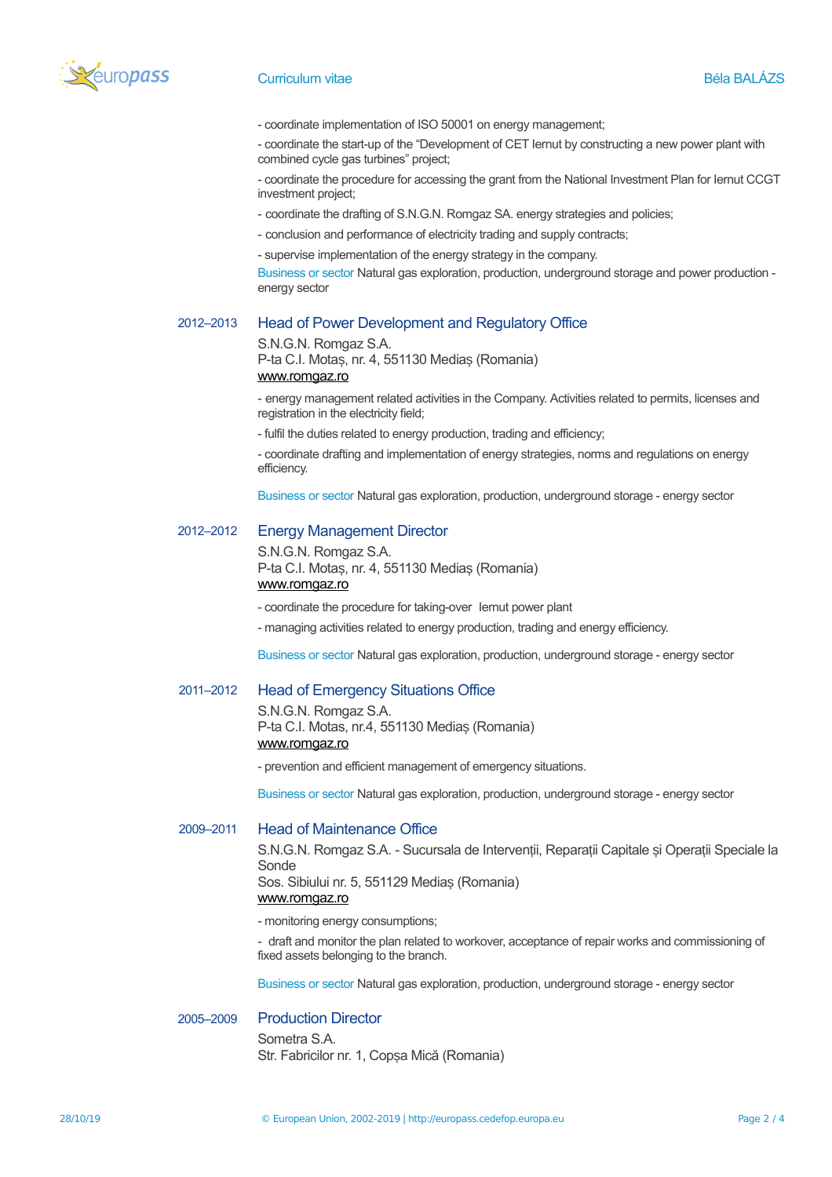- coordinate implementation of ISO 50001 on energy management;

- coordinate the start-up of the "Development of CET Iernut by constructing a new power plant with combined cycle gas turbines" project;

- coordinate the procedure for accessing the grant from the National Investment Plan for Iernut CCGT investment project;

- coordinate the drafting of S.N.G.N. Romgaz SA. energy strategies and policies;

- conclusion and performance of electricity trading and supply contracts;

- supervise implementation of the energy strategy in the company.

Business or sector Natural gas exploration, production, underground storage and power production - energy sector

### 2012–2013 Head of Power Development and Regulatory Office

S.N.G.N. Romgaz S.A.
P-ta C.I. Motaș, nr. 4, 551130 Mediaș (Romania)
www.romgaz.ro

- energy management related activities in the Company. Activities related to permits, licenses and registration in the electricity field;

- fulfil the duties related to energy production, trading and efficiency;

- coordinate drafting and implementation of energy strategies, norms and regulations on energy efficiency.

Business or sector Natural gas exploration, production, underground storage - energy sector

### 2012–2012 Energy Management Director

S.N.G.N. Romgaz S.A.
P-ta C.I. Motaș, nr. 4, 551130 Mediaș (Romania)
www.romgaz.ro

- coordinate the procedure for taking-over Iernut power plant

- managing activities related to energy production, trading and energy efficiency.

Business or sector Natural gas exploration, production, underground storage - energy sector

### 2011–2012 Head of Emergency Situations Office

S.N.G.N. Romgaz S.A.
P-ta C.I. Motas, nr.4, 551130 Mediaș (Romania)
www.romgaz.ro

- prevention and efficient management of emergency situations.

Business or sector Natural gas exploration, production, underground storage - energy sector

### 2009–2011 Head of Maintenance Office

S.N.G.N. Romgaz S.A. - Sucursala de Intervenții, Reparații Capitale și Operații Speciale la Sonde
Sos. Sibiului nr. 5, 551129 Mediaș (Romania)
www.romgaz.ro

- monitoring energy consumptions;

- draft and monitor the plan related to workover, acceptance of repair works and commissioning of fixed assets belonging to the branch.

Business or sector Natural gas exploration, production, underground storage - energy sector

### 2005–2009 Production Director

Sometra S.A.
Str. Fabricilor nr. 1, Copșa Mică (Romania)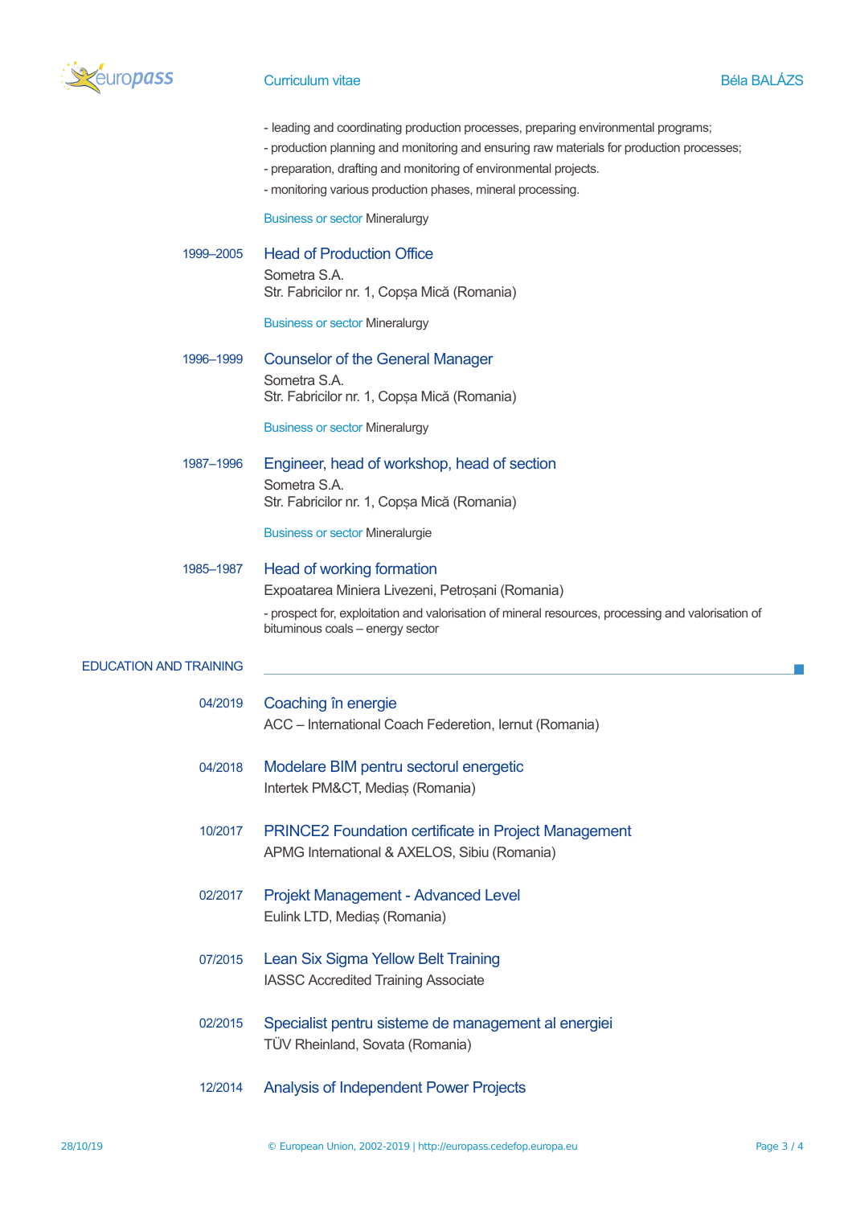- leading and coordinating production processes, preparing environmental programs;
- production planning and monitoring and ensuring raw materials for production processes;
- preparation, drafting and monitoring of environmental projects.
- monitoring various production phases, mineral processing.

Business or sector Mineralurgy

1999–2005

### Head of Production Office

Sometra S.A.
Str. Fabricilor nr. 1, Copșa Mică (Romania)

Business or sector Mineralurgy

1996–1999

### Counselor of the General Manager

Sometra S.A.
Str. Fabricilor nr. 1, Copșa Mică (Romania)

Business or sector Mineralurgy

1987–1996

### Engineer, head of workshop, head of section

Sometra S.A.
Str. Fabricilor nr. 1, Copșa Mică (Romania)

Business or sector Mineralurgie

1985–1987

### Head of working formation

Expoatarea Miniera Livezeni, Petroșani (Romania)

- prospect for, exploitation and valorisation of mineral resources, processing and valorisation of bituminous coals – energy sector

## EDUCATION AND TRAINING

04/2019

### Coaching în energie

ACC – International Coach Federetion, Iernut (Romania)

04/2018

### Modelare BIM pentru sectorul energetic

Intertek PM&CT, Mediaș (Romania)

10/2017

### PRINCE2 Foundation certificate in Project Management

APMG International & AXELOS, Sibiu (Romania)

02/2017

### Projekt Management - Advanced Level

Eulink LTD, Mediaș (Romania)

07/2015

### Lean Six Sigma Yellow Belt Training

IASSC Accredited Training Associate

02/2015

### Specialist pentru sisteme de management al energiei

TÜV Rheinland, Sovata (Romania)

12/2014

### Analysis of Independent Power Projects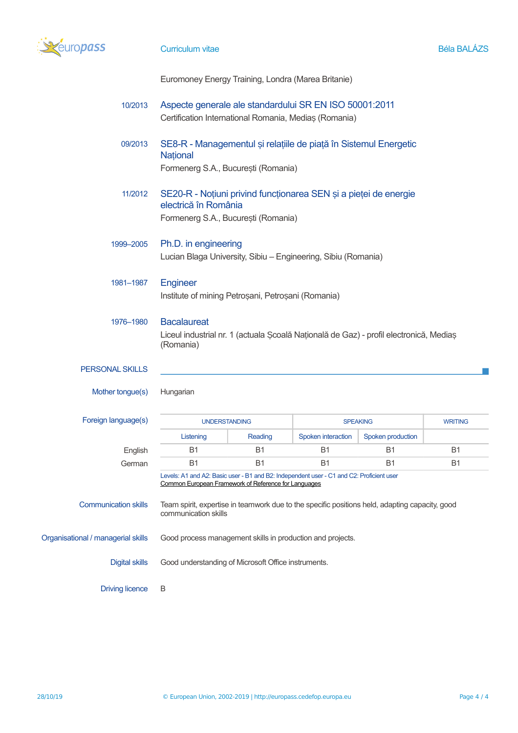Euromoney Energy Training, Londra (Marea Britanie)

10/2013 **Aspecte generale ale standardului SR EN ISO 50001:2011**
Certification International Romania, Mediaș (Romania)

09/2013 **SE8-R - Managementul și relațiile de piață în Sistemul Energetic Național**
Formenerg S.A., București (Romania)

11/2012 **SE20-R - Noțiuni privind funcționarea SEN și a pieței de energie electrică în România**
Formenerg S.A., București (Romania)

1999–2005 **Ph.D. in engineering**
Lucian Blaga University, Sibiu – Engineering, Sibiu (Romania)

1981–1987 **Engineer**
Institute of mining Petroșani, Petroșani (Romania)

1976–1980 **Bacalaureat**
Liceul industrial nr. 1 (actuala Școală Națională de Gaz) - profil electronică, Mediaș (Romania)

## PERSONAL SKILLS

**Mother tongue(s)** Hungarian

**Foreign language(s)**

| | UNDERSTANDING | | SPEAKING | | WRITING |
|---|---|---|---|---|---|
| | Listening | Reading | Spoken interaction | Spoken production | |
| English | B1 | B1 | B1 | B1 | B1 |
| German | B1 | B1 | B1 | B1 | B1 |

Levels: A1 and A2: Basic user - B1 and B2: Independent user - C1 and C2: Proficient user
Common European Framework of Reference for Languages

**Communication skills** Team spirit, expertise in teamwork due to the specific positions held, adapting capacity, good communication skills

**Organisational / managerial skills** Good process management skills in production and projects.

**Digital skills** Good understanding of Microsoft Office instruments.

**Driving licence** B